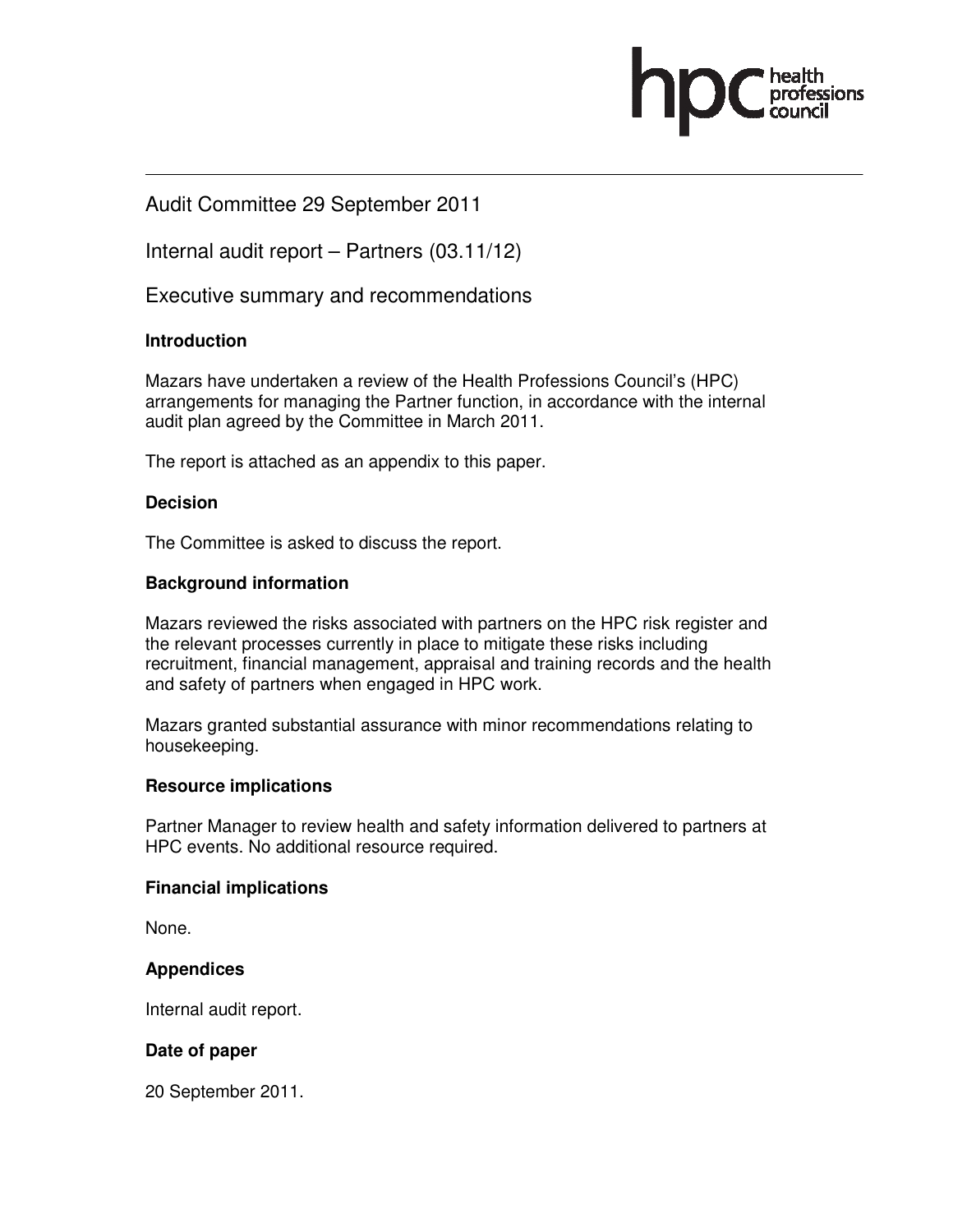hpc health professions council

Audit Committee 29 September 2011

Internal audit report – Partners (03.11/12)

Executive summary and recommendations

**Introduction**

Mazars have undertaken a review of the Health Professions Council's (HPC) arrangements for managing the Partner function, in accordance with the internal audit plan agreed by the Committee in March 2011.

The report is attached as an appendix to this paper.

**Decision**

The Committee is asked to discuss the report.

**Background information**

Mazars reviewed the risks associated with partners on the HPC risk register and the relevant processes currently in place to mitigate these risks including recruitment, financial management, appraisal and training records and the health and safety of partners when engaged in HPC work.

Mazars granted substantial assurance with minor recommendations relating to housekeeping.

**Resource implications**

Partner Manager to review health and safety information delivered to partners at HPC events. No additional resource required.

**Financial implications**

None.

**Appendices**

Internal audit report.

**Date of paper**

20 September 2011.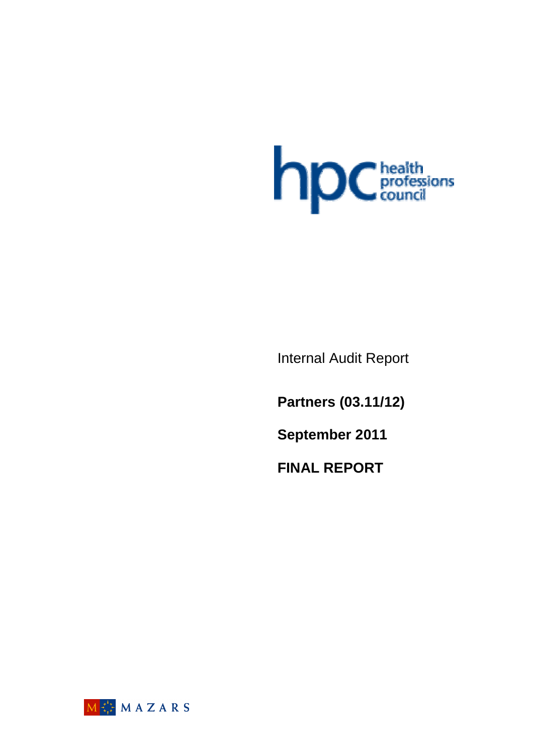Internal Audit Report

**Partners (03.11/12)**

**September 2011**

**FINAL REPORT**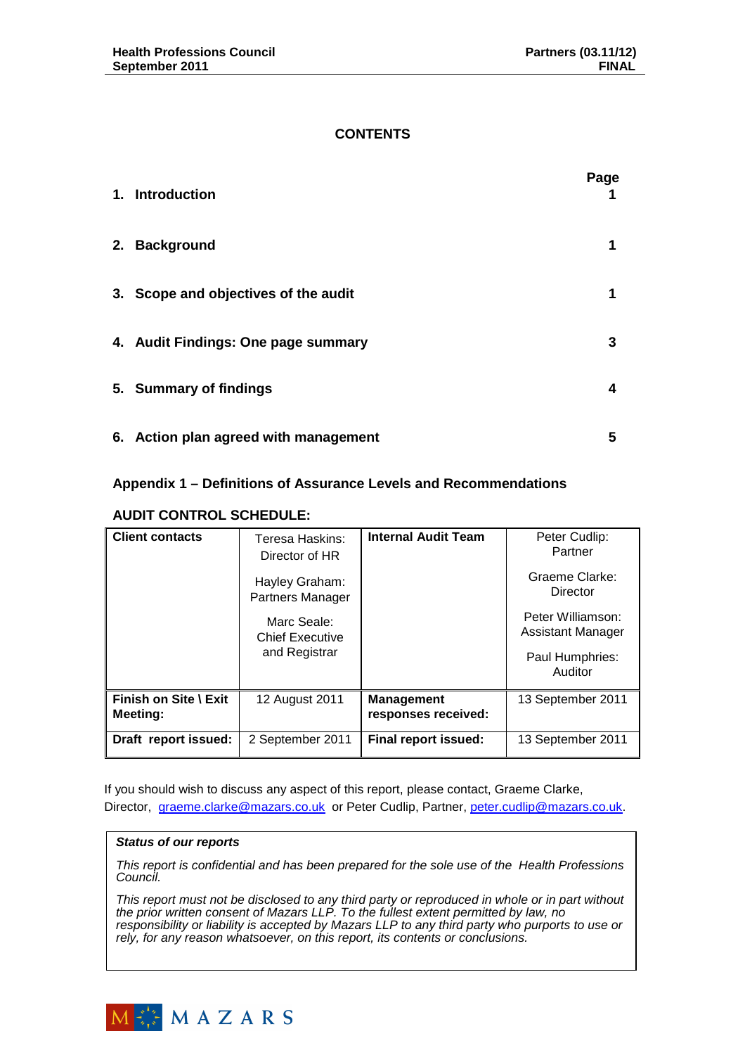## CONTENTS

| | Page |
|---|---|
| **1. Introduction** | **1** |
| **2. Background** | **1** |
| **3. Scope and objectives of the audit** | **1** |
| **4. Audit Findings: One page summary** | **3** |
| **5. Summary of findings** | **4** |
| **6. Action plan agreed with management** | **5** |

**Appendix 1 – Definitions of Assurance Levels and Recommendations**

**AUDIT CONTROL SCHEDULE:**

| **Client contacts** | Teresa Haskins: Director of HR<br>Hayley Graham: Partners Manager<br>Marc Seale: Chief Executive and Registrar | **Internal Audit Team** | Peter Cudlip: Partner<br>Graeme Clarke: Director<br>Peter Williamson: Assistant Manager<br>Paul Humphries: Auditor |
|---|---|---|---|
| **Finish on Site \ Exit Meeting:** | 12 August 2011 | **Management responses received:** | 13 September 2011 |
| **Draft report issued:** | 2 September 2011 | **Final report issued:** | 13 September 2011 |

If you should wish to discuss any aspect of this report, please contact, Graeme Clarke, Director, graeme.clarke@mazars.co.uk or Peter Cudlip, Partner, peter.cudlip@mazars.co.uk.

***Status of our reports***

*This report is confidential and has been prepared for the sole use of the Health Professions Council.*

*This report must not be disclosed to any third party or reproduced in whole or in part without the prior written consent of Mazars LLP. To the fullest extent permitted by law, no responsibility or liability is accepted by Mazars LLP to any third party who purports to use or rely, for any reason whatsoever, on this report, its contents or conclusions.*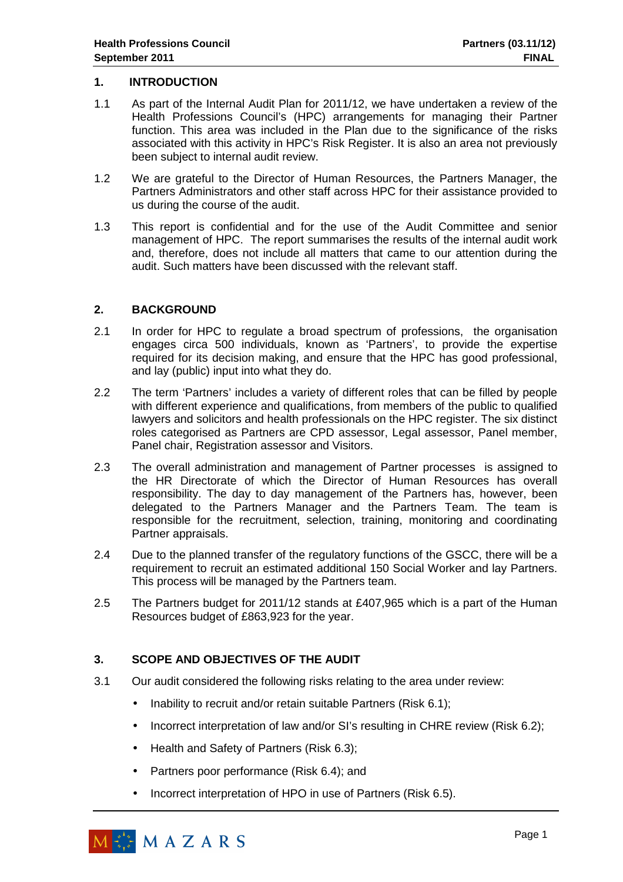## 1. INTRODUCTION

1.1 As part of the Internal Audit Plan for 2011/12, we have undertaken a review of the Health Professions Council's (HPC) arrangements for managing their Partner function. This area was included in the Plan due to the significance of the risks associated with this activity in HPC's Risk Register. It is also an area not previously been subject to internal audit review.

1.2 We are grateful to the Director of Human Resources, the Partners Manager, the Partners Administrators and other staff across HPC for their assistance provided to us during the course of the audit.

1.3 This report is confidential and for the use of the Audit Committee and senior management of HPC. The report summarises the results of the internal audit work and, therefore, does not include all matters that came to our attention during the audit. Such matters have been discussed with the relevant staff.

## 2. BACKGROUND

2.1 In order for HPC to regulate a broad spectrum of professions, the organisation engages circa 500 individuals, known as 'Partners', to provide the expertise required for its decision making, and ensure that the HPC has good professional, and lay (public) input into what they do.

2.2 The term 'Partners' includes a variety of different roles that can be filled by people with different experience and qualifications, from members of the public to qualified lawyers and solicitors and health professionals on the HPC register. The six distinct roles categorised as Partners are CPD assessor, Legal assessor, Panel member, Panel chair, Registration assessor and Visitors.

2.3 The overall administration and management of Partner processes is assigned to the HR Directorate of which the Director of Human Resources has overall responsibility. The day to day management of the Partners has, however, been delegated to the Partners Manager and the Partners Team. The team is responsible for the recruitment, selection, training, monitoring and coordinating Partner appraisals.

2.4 Due to the planned transfer of the regulatory functions of the GSCC, there will be a requirement to recruit an estimated additional 150 Social Worker and lay Partners. This process will be managed by the Partners team.

2.5 The Partners budget for 2011/12 stands at £407,965 which is a part of the Human Resources budget of £863,923 for the year.

## 3. SCOPE AND OBJECTIVES OF THE AUDIT

3.1 Our audit considered the following risks relating to the area under review:

- Inability to recruit and/or retain suitable Partners (Risk 6.1);
- Incorrect interpretation of law and/or SI's resulting in CHRE review (Risk 6.2);
- Health and Safety of Partners (Risk 6.3);
- Partners poor performance (Risk 6.4); and
- Incorrect interpretation of HPO in use of Partners (Risk 6.5).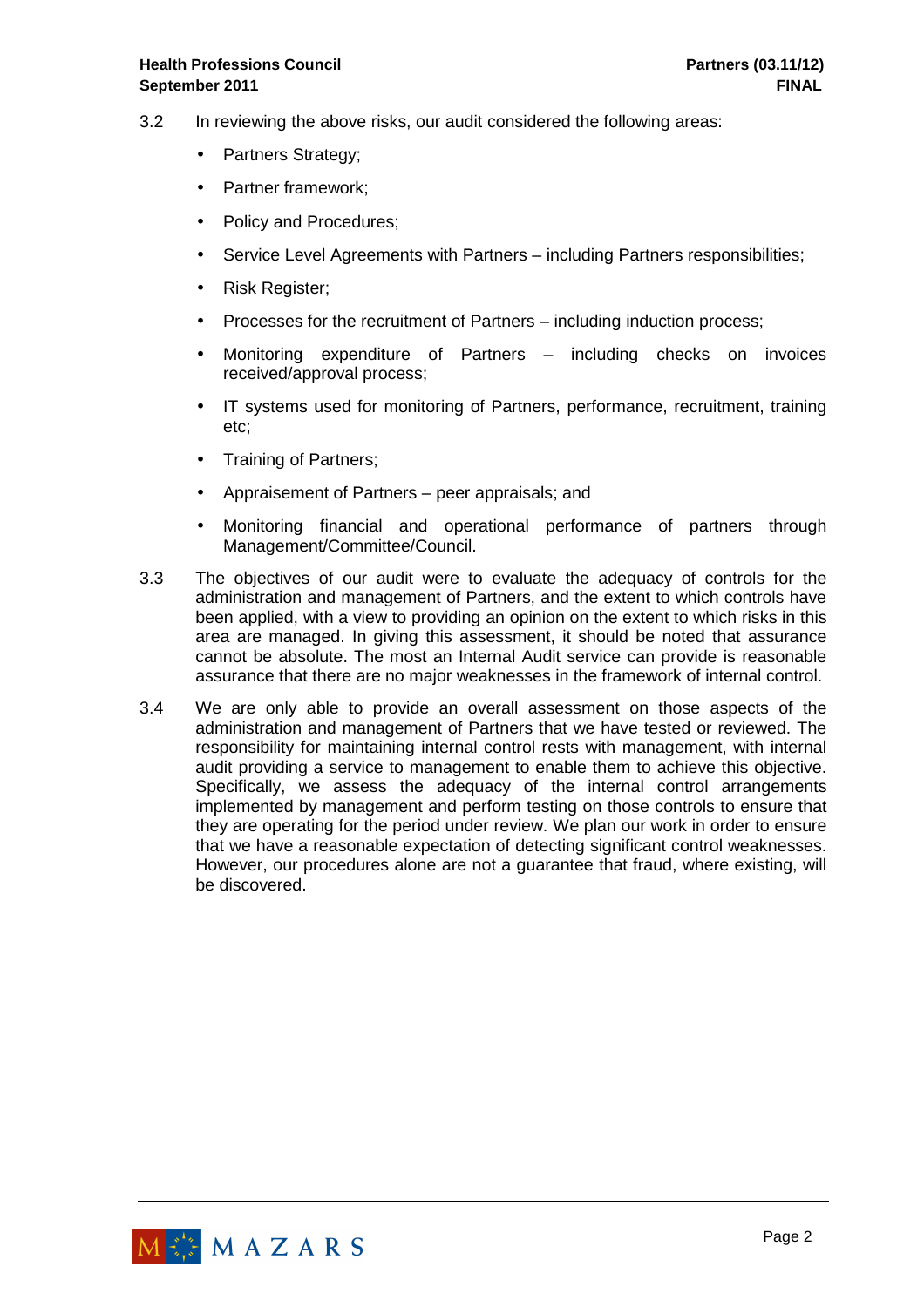3.2 In reviewing the above risks, our audit considered the following areas:

- Partners Strategy;
- Partner framework;
- Policy and Procedures;
- Service Level Agreements with Partners – including Partners responsibilities;
- Risk Register;
- Processes for the recruitment of Partners – including induction process;
- Monitoring expenditure of Partners – including checks on invoices received/approval process;
- IT systems used for monitoring of Partners, performance, recruitment, training etc;
- Training of Partners;
- Appraisement of Partners – peer appraisals; and
- Monitoring financial and operational performance of partners through Management/Committee/Council.

3.3 The objectives of our audit were to evaluate the adequacy of controls for the administration and management of Partners, and the extent to which controls have been applied, with a view to providing an opinion on the extent to which risks in this area are managed. In giving this assessment, it should be noted that assurance cannot be absolute. The most an Internal Audit service can provide is reasonable assurance that there are no major weaknesses in the framework of internal control.

3.4 We are only able to provide an overall assessment on those aspects of the administration and management of Partners that we have tested or reviewed. The responsibility for maintaining internal control rests with management, with internal audit providing a service to management to enable them to achieve this objective. Specifically, we assess the adequacy of the internal control arrangements implemented by management and perform testing on those controls to ensure that they are operating for the period under review. We plan our work in order to ensure that we have a reasonable expectation of detecting significant control weaknesses. However, our procedures alone are not a guarantee that fraud, where existing, will be discovered.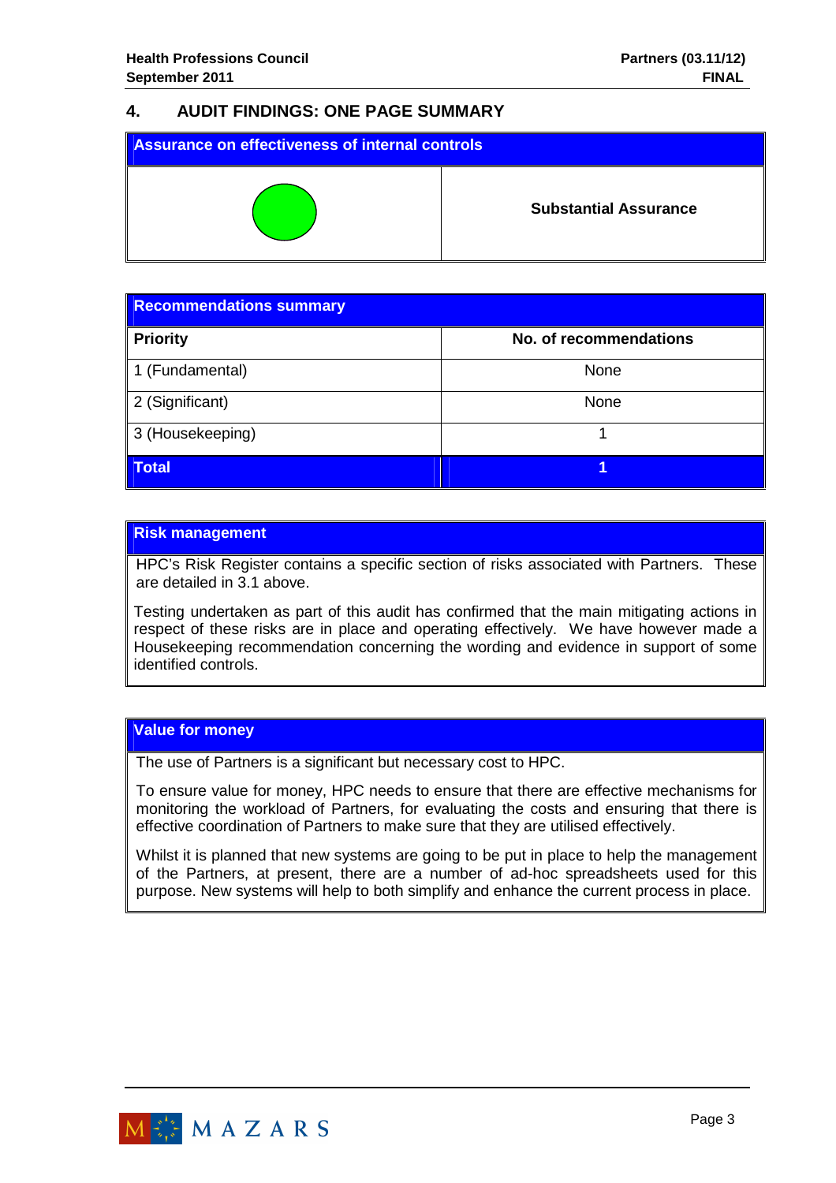## 4. AUDIT FINDINGS: ONE PAGE SUMMARY

| Assurance on effectiveness of internal controls | |
|---|---|
| | **Substantial Assurance** |

| Recommendations summary | |
|---|---|
| **Priority** | **No. of recommendations** |
| 1 (Fundamental) | None |
| 2 (Significant) | None |
| 3 (Housekeeping) | 1 |
| **Total** | **1** |

**Risk management**

HPC's Risk Register contains a specific section of risks associated with Partners. These are detailed in 3.1 above.

Testing undertaken as part of this audit has confirmed that the main mitigating actions in respect of these risks are in place and operating effectively. We have however made a Housekeeping recommendation concerning the wording and evidence in support of some identified controls.

**Value for money**

The use of Partners is a significant but necessary cost to HPC.

To ensure value for money, HPC needs to ensure that there are effective mechanisms for monitoring the workload of Partners, for evaluating the costs and ensuring that there is effective coordination of Partners to make sure that they are utilised effectively.

Whilst it is planned that new systems are going to be put in place to help the management of the Partners, at present, there are a number of ad-hoc spreadsheets used for this purpose. New systems will help to both simplify and enhance the current process in place.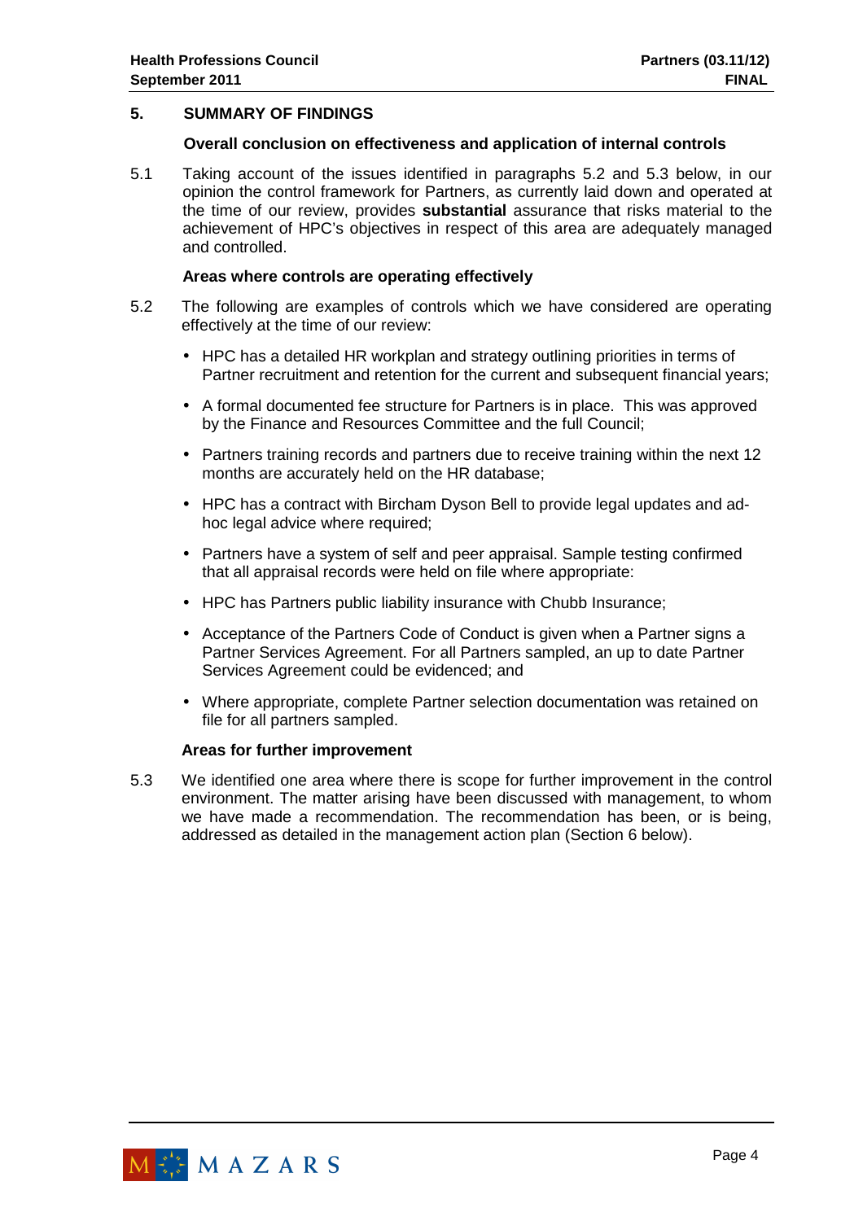## 5. SUMMARY OF FINDINGS

### Overall conclusion on effectiveness and application of internal controls

5.1 Taking account of the issues identified in paragraphs 5.2 and 5.3 below, in our opinion the control framework for Partners, as currently laid down and operated at the time of our review, provides **substantial** assurance that risks material to the achievement of HPC's objectives in respect of this area are adequately managed and controlled.

### Areas where controls are operating effectively

5.2 The following are examples of controls which we have considered are operating effectively at the time of our review:

- HPC has a detailed HR workplan and strategy outlining priorities in terms of Partner recruitment and retention for the current and subsequent financial years;
- A formal documented fee structure for Partners is in place. This was approved by the Finance and Resources Committee and the full Council;
- Partners training records and partners due to receive training within the next 12 months are accurately held on the HR database;
- HPC has a contract with Bircham Dyson Bell to provide legal updates and ad-hoc legal advice where required;
- Partners have a system of self and peer appraisal. Sample testing confirmed that all appraisal records were held on file where appropriate:
- HPC has Partners public liability insurance with Chubb Insurance;
- Acceptance of the Partners Code of Conduct is given when a Partner signs a Partner Services Agreement. For all Partners sampled, an up to date Partner Services Agreement could be evidenced; and
- Where appropriate, complete Partner selection documentation was retained on file for all partners sampled.

### Areas for further improvement

5.3 We identified one area where there is scope for further improvement in the control environment. The matter arising have been discussed with management, to whom we have made a recommendation. The recommendation has been, or is being, addressed as detailed in the management action plan (Section 6 below).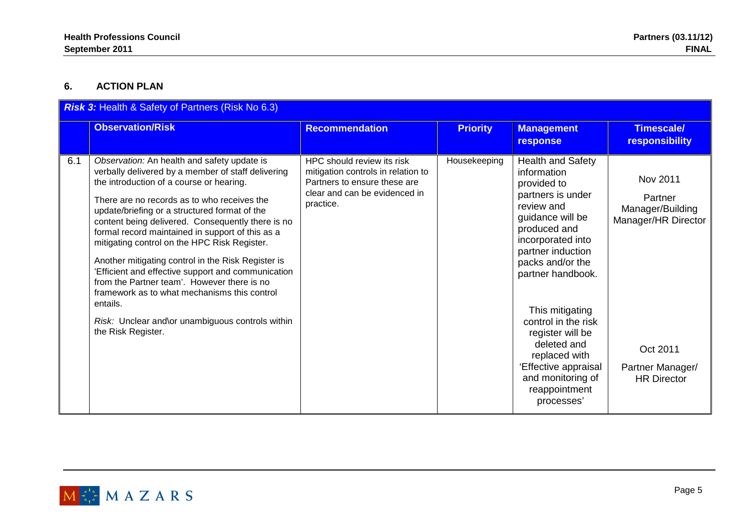## 6. ACTION PLAN

| ***Risk 3:*** Health & Safety of Partners (Risk No 6.3) | | | | | |
|---|---|---|---|---|---|
| | **Observation/Risk** | **Recommendation** | **Priority** | **Management response** | **Timescale/ responsibility** |
| 6.1 | *Observation:* An health and safety update is verbally delivered by a member of staff delivering the introduction of a course or hearing.<br><br>There are no records as to who receives the update/briefing or a structured format of the content being delivered. Consequently there is no formal record maintained in support of this as a mitigating control on the HPC Risk Register.<br><br>Another mitigating control in the Risk Register is 'Efficient and effective support and communication from the Partner team'. However there is no framework as to what mechanisms this control entails.<br><br>*Risk:* Unclear and\or unambiguous controls within the Risk Register. | HPC should review its risk mitigation controls in relation to Partners to ensure these are clear and can be evidenced in practice. | Housekeeping | Health and Safety information provided to partners is under review and guidance will be produced and incorporated into partner induction packs and/or the partner handbook.<br><br>This mitigating control in the risk register will be deleted and replaced with 'Effective appraisal and monitoring of reappointment processes' | Nov 2011<br><br>Partner Manager/Building Manager/HR Director<br><br>Oct 2011<br><br>Partner Manager/ HR Director |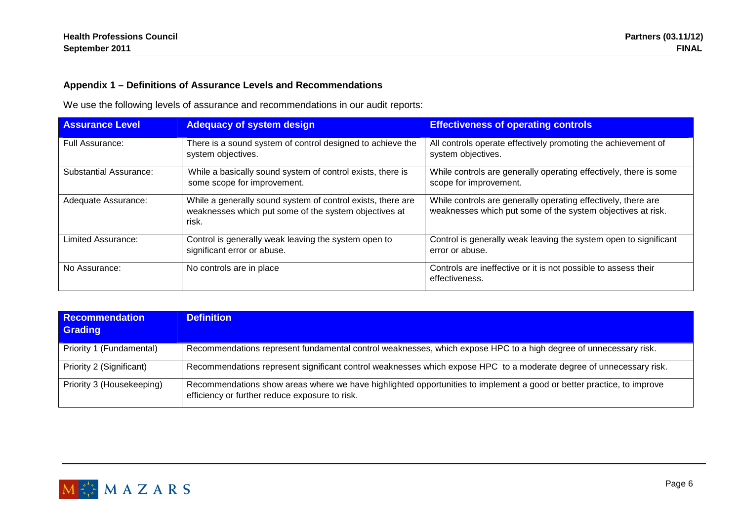## Appendix 1 – Definitions of Assurance Levels and Recommendations

We use the following levels of assurance and recommendations in our audit reports:

| Assurance Level | Adequacy of system design | Effectiveness of operating controls |
|---|---|---|
| Full Assurance: | There is a sound system of control designed to achieve the system objectives. | All controls operate effectively promoting the achievement of system objectives. |
| Substantial Assurance: | While a basically sound system of control exists, there is some scope for improvement. | While controls are generally operating effectively, there is some scope for improvement. |
| Adequate Assurance: | While a generally sound system of control exists, there are weaknesses which put some of the system objectives at risk. | While controls are generally operating effectively, there are weaknesses which put some of the system objectives at risk. |
| Limited Assurance: | Control is generally weak leaving the system open to significant error or abuse. | Control is generally weak leaving the system open to significant error or abuse. |
| No Assurance: | No controls are in place | Controls are ineffective or it is not possible to assess their effectiveness. |

| Recommendation Grading | Definition |
|---|---|
| Priority 1 (Fundamental) | Recommendations represent fundamental control weaknesses, which expose HPC to a high degree of unnecessary risk. |
| Priority 2 (Significant) | Recommendations represent significant control weaknesses which expose HPC to a moderate degree of unnecessary risk. |
| Priority 3 (Housekeeping) | Recommendations show areas where we have highlighted opportunities to implement a good or better practice, to improve efficiency or further reduce exposure to risk. |